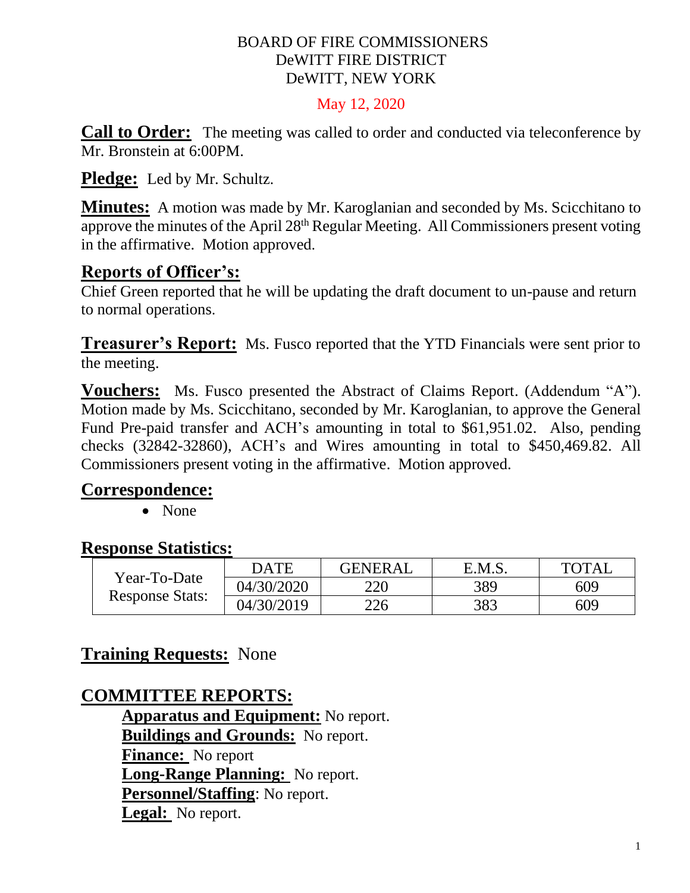# BOARD OF FIRE COMMISSIONERS
# DeWITT FIRE DISTRICT
# DeWITT, NEW YORK

May 12, 2020

**Call to Order:** The meeting was called to order and conducted via teleconference by Mr. Bronstein at 6:00PM.

**Pledge:** Led by Mr. Schultz.

**Minutes:** A motion was made by Mr. Karoglanian and seconded by Ms. Scicchitano to approve the minutes of the April 28th Regular Meeting. All Commissioners present voting in the affirmative. Motion approved.

## Reports of Officer's:

Chief Green reported that he will be updating the draft document to un-pause and return to normal operations.

**Treasurer's Report:** Ms. Fusco reported that the YTD Financials were sent prior to the meeting.

**Vouchers:** Ms. Fusco presented the Abstract of Claims Report. (Addendum "A"). Motion made by Ms. Scicchitano, seconded by Mr. Karoglanian, to approve the General Fund Pre-paid transfer and ACH's amounting in total to $61,951.02. Also, pending checks (32842-32860), ACH's and Wires amounting in total to $450,469.82. All Commissioners present voting in the affirmative. Motion approved.

## Correspondence:

- None

## Response Statistics:

| | DATE | GENERAL | E.M.S. | TOTAL |
|---|---|---|---|---|
| Year-To-Date Response Stats: | 04/30/2020 | 220 | 389 | 609 |
| | 04/30/2019 | 226 | 383 | 609 |

## Training Requests: None

## COMMITTEE REPORTS:

**Apparatus and Equipment:** No report.
**Buildings and Grounds:** No report.
**Finance:** No report
**Long-Range Planning:** No report.
**Personnel/Staffing**: No report.
**Legal:** No report.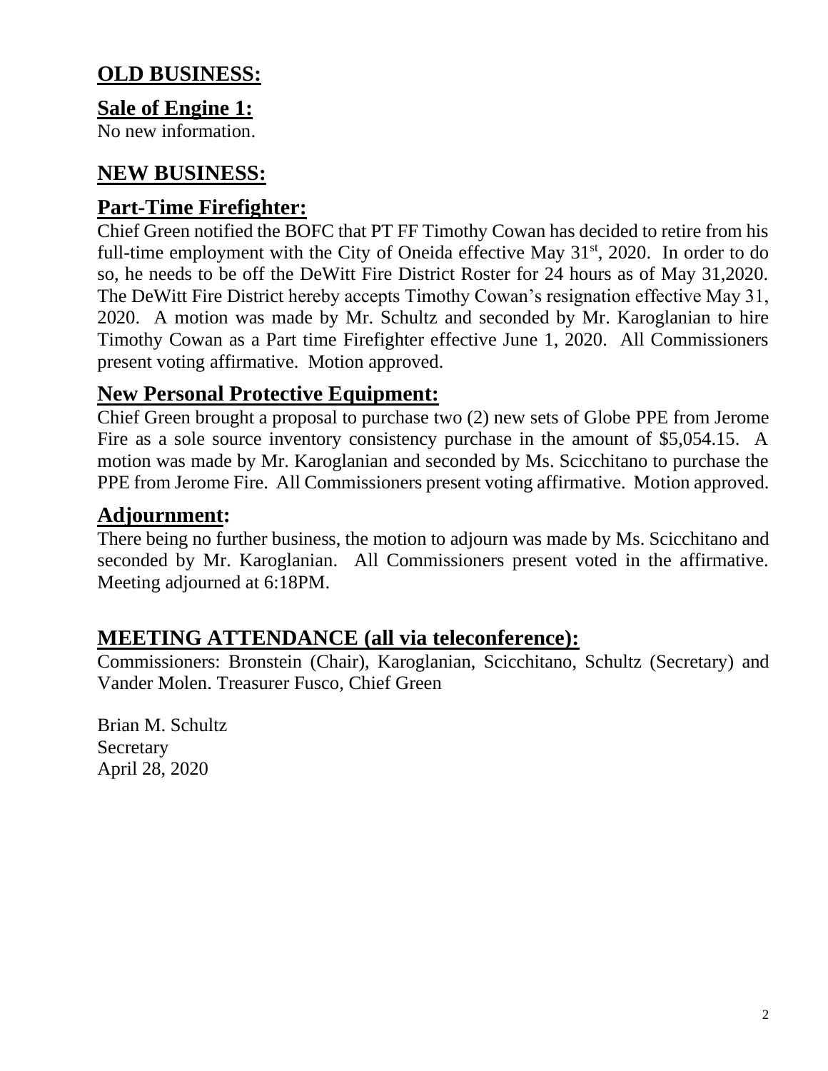## OLD BUSINESS:

### Sale of Engine 1:

No new information.

## NEW BUSINESS:

### Part-Time Firefighter:

Chief Green notified the BOFC that PT FF Timothy Cowan has decided to retire from his full-time employment with the City of Oneida effective May 31st, 2020. In order to do so, he needs to be off the DeWitt Fire District Roster for 24 hours as of May 31,2020. The DeWitt Fire District hereby accepts Timothy Cowan's resignation effective May 31, 2020. A motion was made by Mr. Schultz and seconded by Mr. Karoglanian to hire Timothy Cowan as a Part time Firefighter effective June 1, 2020. All Commissioners present voting affirmative. Motion approved.

### New Personal Protective Equipment:

Chief Green brought a proposal to purchase two (2) new sets of Globe PPE from Jerome Fire as a sole source inventory consistency purchase in the amount of $5,054.15. A motion was made by Mr. Karoglanian and seconded by Ms. Scicchitano to purchase the PPE from Jerome Fire. All Commissioners present voting affirmative. Motion approved.

### Adjournment:

There being no further business, the motion to adjourn was made by Ms. Scicchitano and seconded by Mr. Karoglanian. All Commissioners present voted in the affirmative. Meeting adjourned at 6:18PM.

## MEETING ATTENDANCE (all via teleconference):

Commissioners: Bronstein (Chair), Karoglanian, Scicchitano, Schultz (Secretary) and Vander Molen. Treasurer Fusco, Chief Green

Brian M. Schultz
Secretary
April 28, 2020